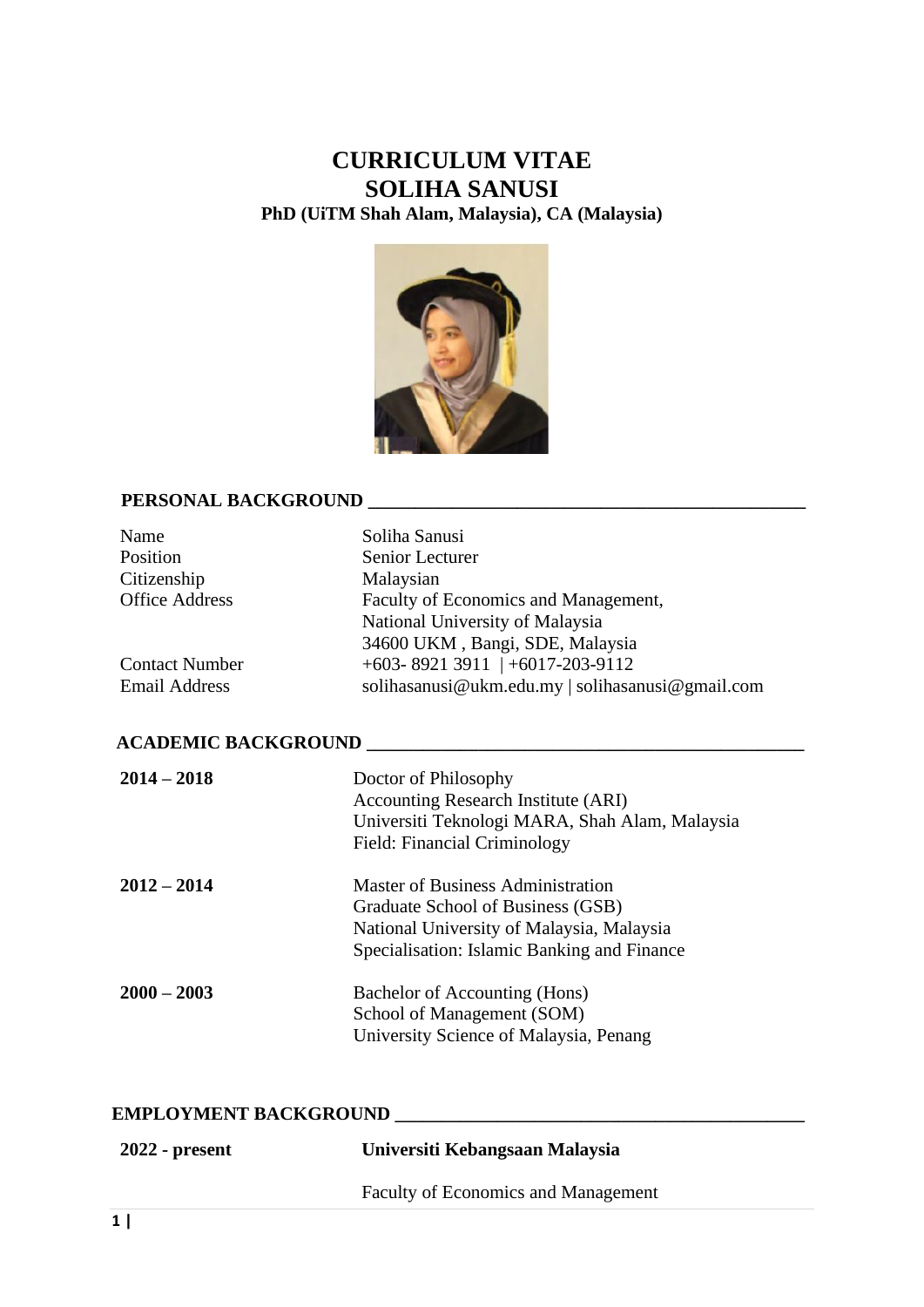# CURRICULUM VITAE
# SOLIHA SANUSI
**PhD (UiTM Shah Alam, Malaysia), CA (Malaysia)**

## PERSONAL BACKGROUND

| | |
|---|---|
| Name | Soliha Sanusi |
| Position | Senior Lecturer |
| Citizenship | Malaysian |
| Office Address | Faculty of Economics and Management,<br>National University of Malaysia<br>34600 UKM , Bangi, SDE, Malaysia |
| Contact Number | +603- 8921 3911 \| +6017-203-9112 |
| Email Address | solihasanusi@ukm.edu.my \| solihasanusi@gmail.com |

## ACADEMIC BACKGROUND

**2014 – 2018**
Doctor of Philosophy
Accounting Research Institute (ARI)
Universiti Teknologi MARA, Shah Alam, Malaysia
Field: Financial Criminology

**2012 – 2014**
Master of Business Administration
Graduate School of Business (GSB)
National University of Malaysia, Malaysia
Specialisation: Islamic Banking and Finance

**2000 – 2003**
Bachelor of Accounting (Hons)
School of Management (SOM)
University Science of Malaysia, Penang

## EMPLOYMENT BACKGROUND

**2022 - present** **Universiti Kebangsaan Malaysia**

Faculty of Economics and Management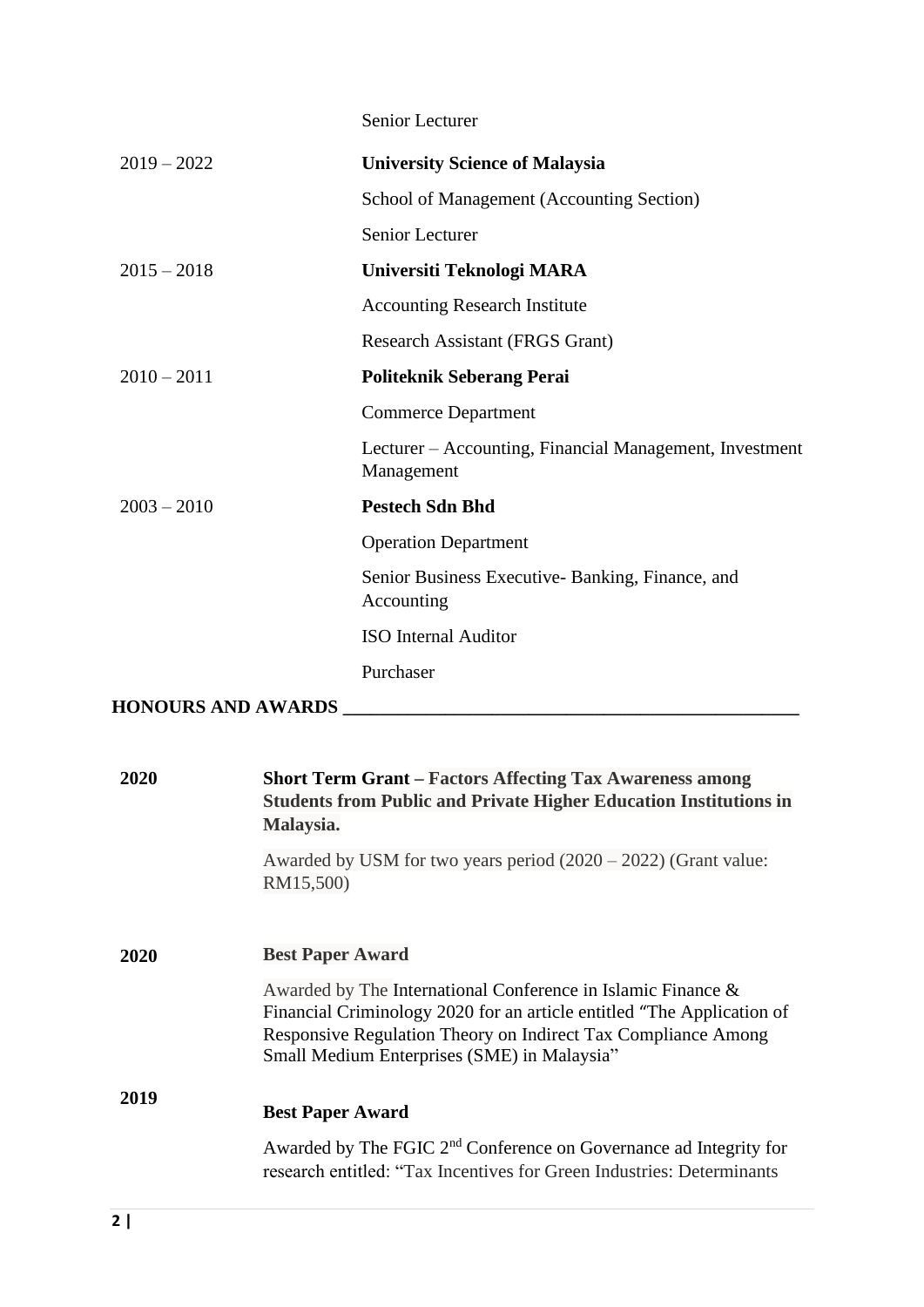| | |
|---|---|
| | Senior Lecturer |
| 2019 – 2022 | **University Science of Malaysia** |
| | School of Management (Accounting Section) |
| | Senior Lecturer |
| 2015 – 2018 | **Universiti Teknologi MARA** |
| | Accounting Research Institute |
| | Research Assistant (FRGS Grant) |
| 2010 – 2011 | **Politeknik Seberang Perai** |
| | Commerce Department |
| | Lecturer – Accounting, Financial Management, Investment Management |
| 2003 – 2010 | **Pestech Sdn Bhd** |
| | Operation Department |
| | Senior Business Executive- Banking, Finance, and Accounting |
| | ISO Internal Auditor |
| | Purchaser |

## HONOURS AND AWARDS

**2020** — **Short Term Grant – Factors Affecting Tax Awareness among Students from Public and Private Higher Education Institutions in Malaysia.**

Awarded by USM for two years period (2020 – 2022) (Grant value: RM15,500)

**2020** — **Best Paper Award**

Awarded by The International Conference in Islamic Finance & Financial Criminology 2020 for an article entitled "The Application of Responsive Regulation Theory on Indirect Tax Compliance Among Small Medium Enterprises (SME) in Malaysia"

**2019** — **Best Paper Award**

Awarded by The FGIC 2nd Conference on Governance ad Integrity for research entitled: "Tax Incentives for Green Industries: Determinants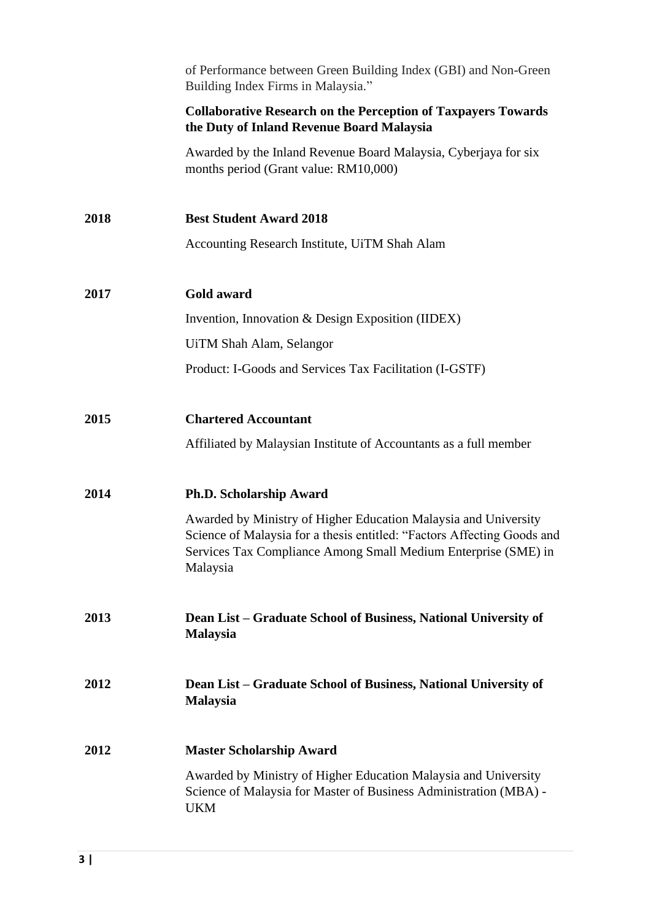of Performance between Green Building Index (GBI) and Non-Green Building Index Firms in Malaysia."

**Collaborative Research on the Perception of Taxpayers Towards the Duty of Inland Revenue Board Malaysia**

Awarded by the Inland Revenue Board Malaysia, Cyberjaya for six months period (Grant value: RM10,000)

**2018** **Best Student Award 2018**

Accounting Research Institute, UiTM Shah Alam

**2017** **Gold award**

Invention, Innovation & Design Exposition (IIDEX)

UiTM Shah Alam, Selangor

Product: I-Goods and Services Tax Facilitation (I-GSTF)

**2015** **Chartered Accountant**

Affiliated by Malaysian Institute of Accountants as a full member

**2014** **Ph.D. Scholarship Award**

Awarded by Ministry of Higher Education Malaysia and University Science of Malaysia for a thesis entitled: "Factors Affecting Goods and Services Tax Compliance Among Small Medium Enterprise (SME) in Malaysia

**2013** **Dean List – Graduate School of Business, National University of Malaysia**

**2012** **Dean List – Graduate School of Business, National University of Malaysia**

**2012** **Master Scholarship Award**

Awarded by Ministry of Higher Education Malaysia and University Science of Malaysia for Master of Business Administration (MBA) - UKM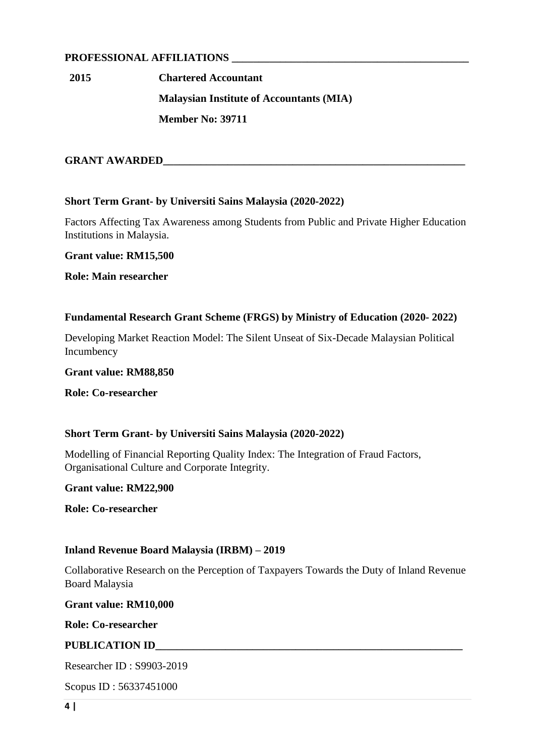## PROFESSIONAL AFFILIATIONS

| | |
|---|---|
| **2015** | **Chartered Accountant** |
| | **Malaysian Institute of Accountants (MIA)** |
| | **Member No: 39711** |

## GRANT AWARDED

**Short Term Grant- by Universiti Sains Malaysia (2020-2022)**

Factors Affecting Tax Awareness among Students from Public and Private Higher Education Institutions in Malaysia.

**Grant value: RM15,500**

**Role: Main researcher**

**Fundamental Research Grant Scheme (FRGS) by Ministry of Education (2020- 2022)**

Developing Market Reaction Model: The Silent Unseat of Six-Decade Malaysian Political Incumbency

**Grant value: RM88,850**

**Role: Co-researcher**

**Short Term Grant- by Universiti Sains Malaysia (2020-2022)**

Modelling of Financial Reporting Quality Index: The Integration of Fraud Factors, Organisational Culture and Corporate Integrity.

**Grant value: RM22,900**

**Role: Co-researcher**

**Inland Revenue Board Malaysia (IRBM) – 2019**

Collaborative Research on the Perception of Taxpayers Towards the Duty of Inland Revenue Board Malaysia

**Grant value: RM10,000**

**Role: Co-researcher**

## PUBLICATION ID

Researcher ID : S9903-2019

Scopus ID : 56337451000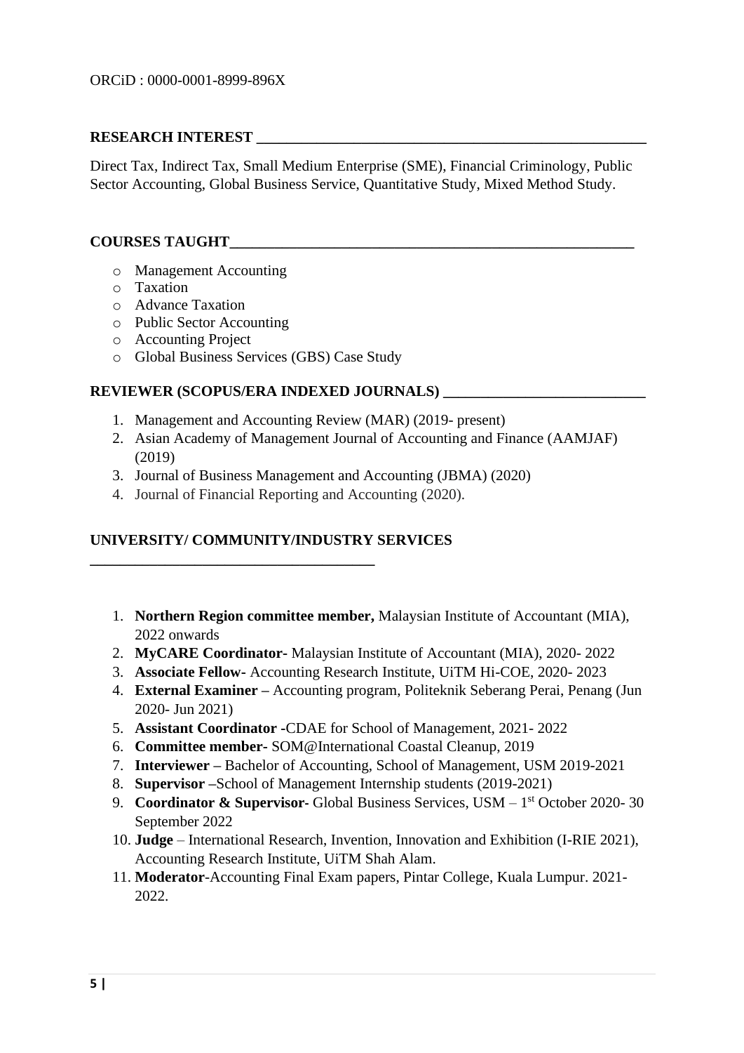ORCiD : 0000-0001-8999-896X

## RESEARCH INTEREST

Direct Tax, Indirect Tax, Small Medium Enterprise (SME), Financial Criminology, Public Sector Accounting, Global Business Service, Quantitative Study, Mixed Method Study.

## COURSES TAUGHT

- Management Accounting
- Taxation
- Advance Taxation
- Public Sector Accounting
- Accounting Project
- Global Business Services (GBS) Case Study

## REVIEWER (SCOPUS/ERA INDEXED JOURNALS)

1. Management and Accounting Review (MAR) (2019- present)
2. Asian Academy of Management Journal of Accounting and Finance (AAMJAF) (2019)
3. Journal of Business Management and Accounting (JBMA) (2020)
4. Journal of Financial Reporting and Accounting (2020).

## UNIVERSITY/ COMMUNITY/INDUSTRY SERVICES

1. **Northern Region committee member,** Malaysian Institute of Accountant (MIA), 2022 onwards
2. **MyCARE Coordinator-** Malaysian Institute of Accountant (MIA), 2020- 2022
3. **Associate Fellow**- Accounting Research Institute, UiTM Hi-COE, 2020- 2023
4. **External Examiner –** Accounting program, Politeknik Seberang Perai, Penang (Jun 2020- Jun 2021)
5. **Assistant Coordinator -**CDAE for School of Management, 2021- 2022
6. **Committee member-** SOM@International Coastal Cleanup, 2019
7. **Interviewer –** Bachelor of Accounting, School of Management, USM 2019-2021
8. **Supervisor –**School of Management Internship students (2019-2021)
9. **Coordinator & Supervisor-** Global Business Services, USM – 1st October 2020- 30 September 2022
10. **Judge** – International Research, Invention, Innovation and Exhibition (I-RIE 2021), Accounting Research Institute, UiTM Shah Alam.
11. **Moderator**-Accounting Final Exam papers, Pintar College, Kuala Lumpur. 2021-2022.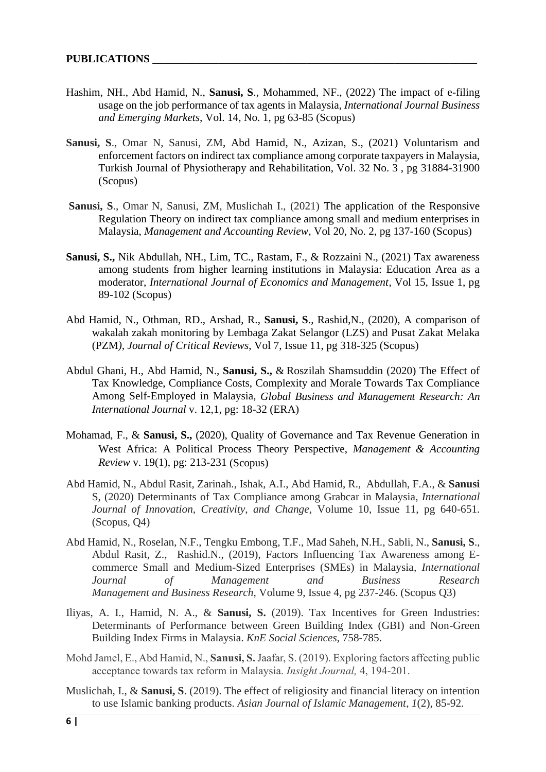**PUBLICATIONS**

Hashim, NH., Abd Hamid, N., **Sanusi, S**., Mohammed, NF., (2022) The impact of e-filing usage on the job performance of tax agents in Malaysia, *International Journal Business and Emerging Markets*, Vol. 14, No. 1, pg 63-85 (Scopus)

**Sanusi, S**., Omar N, Sanusi, ZM, Abd Hamid, N., Azizan, S., (2021) Voluntarism and enforcement factors on indirect tax compliance among corporate taxpayers in Malaysia, Turkish Journal of Physiotherapy and Rehabilitation, Vol. 32 No. 3 , pg 31884-31900 (Scopus)

**Sanusi, S**., Omar N, Sanusi, ZM, Muslichah I., (2021) The application of the Responsive Regulation Theory on indirect tax compliance among small and medium enterprises in Malaysia, *Management and Accounting Review*, Vol 20, No. 2, pg 137-160 (Scopus)

**Sanusi, S.,** Nik Abdullah, NH., Lim, TC., Rastam, F., & Rozzaini N., (2021) Tax awareness among students from higher learning institutions in Malaysia: Education Area as a moderator, *International Journal of Economics and Management*, Vol 15, Issue 1, pg 89-102 (Scopus)

Abd Hamid, N., Othman, RD., Arshad, R., **Sanusi, S**., Rashid,N., (2020), A comparison of wakalah zakah monitoring by Lembaga Zakat Selangor (LZS) and Pusat Zakat Melaka (PZM*)*, *Journal of Critical Reviews*, Vol 7, Issue 11, pg 318-325 (Scopus)

Abdul Ghani, H., Abd Hamid, N., **Sanusi, S.,** & Roszilah Shamsuddin (2020) The Effect of Tax Knowledge, Compliance Costs, Complexity and Morale Towards Tax Compliance Among Self-Employed in Malaysia, *Global Business and Management Research: An International Journal* v. 12,1, pg: 18-32 (ERA)

Mohamad, F., & **Sanusi, S.,** (2020), Quality of Governance and Tax Revenue Generation in West Africa: A Political Process Theory Perspective, *Management & Accounting Review* v. 19(1), pg: 213-231 (Scopus)

Abd Hamid, N., Abdul Rasit, Zarinah., Ishak, A.I., Abd Hamid, R., Abdullah, F.A., & **Sanusi** S, (2020) Determinants of Tax Compliance among Grabcar in Malaysia*, International Journal of Innovation, Creativity, and Change*, Volume 10, Issue 11, pg 640-651. (Scopus, Q4)

Abd Hamid, N., Roselan, N.F., Tengku Embong, T.F., Mad Saheh, N.H., Sabli, N., **Sanusi, S**., Abdul Rasit, Z., Rashid.N., (2019), Factors Influencing Tax Awareness among E-commerce Small and Medium-Sized Enterprises (SMEs) in Malaysia*, International Journal of Management and Business Research Management and Business Research*, Volume 9, Issue 4, pg 237-246. (Scopus Q3)

Iliyas, A. I., Hamid, N. A., & **Sanusi, S.** (2019). Tax Incentives for Green Industries: Determinants of Performance between Green Building Index (GBI) and Non-Green Building Index Firms in Malaysia. *KnE Social Sciences*, 758-785.

Mohd Jamel, E., Abd Hamid, N., **Sanusi, S.** Jaafar, S. (2019). Exploring factors affecting public acceptance towards tax reform in Malaysia. *Insight Journal,* 4, 194-201.

Muslichah, I., & **Sanusi, S**. (2019). The effect of religiosity and financial literacy on intention to use Islamic banking products. *Asian Journal of Islamic Management*, *1*(2), 85-92.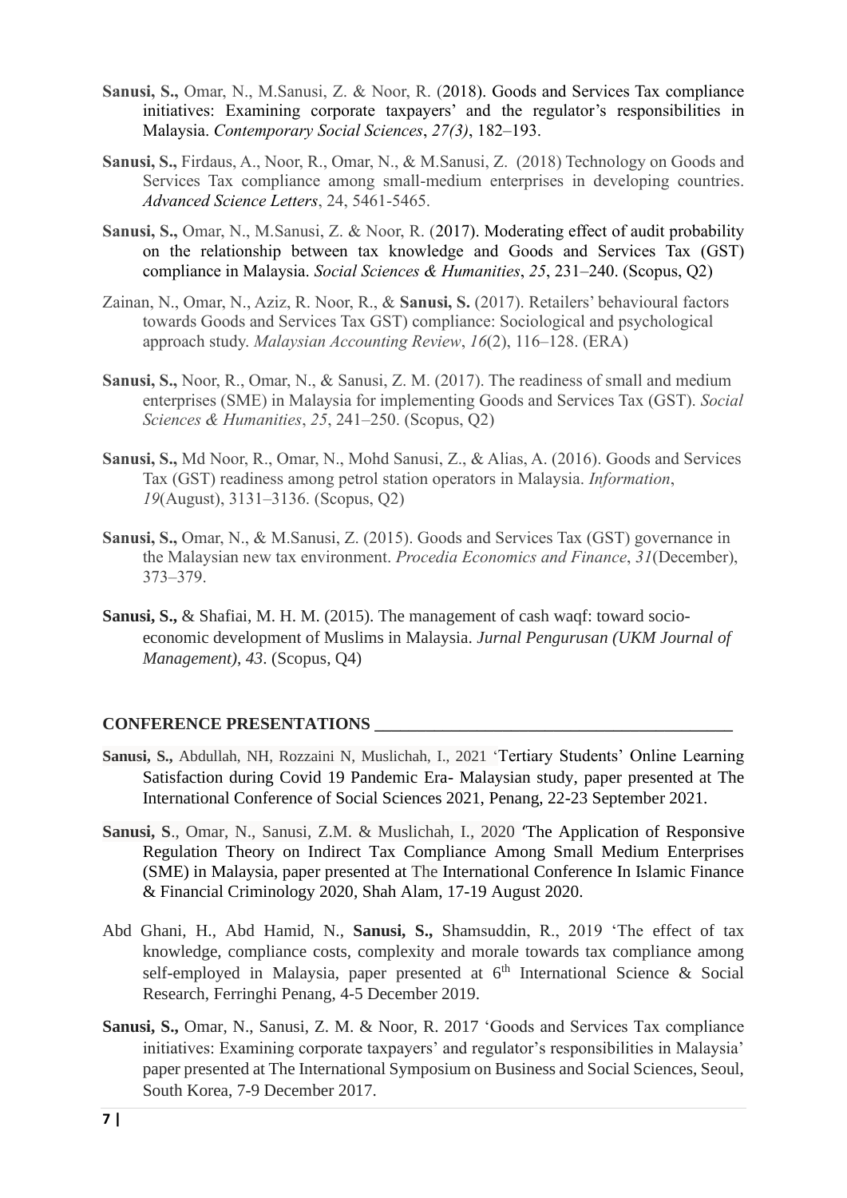**Sanusi, S.,** Omar, N., M.Sanusi, Z. & Noor, R. (2018). Goods and Services Tax compliance initiatives: Examining corporate taxpayers' and the regulator's responsibilities in Malaysia. *Contemporary Social Sciences*, *27(3)*, 182–193.

**Sanusi, S.,** Firdaus, A., Noor, R., Omar, N., & M.Sanusi, Z. (2018) Technology on Goods and Services Tax compliance among small-medium enterprises in developing countries. *Advanced Science Letters*, 24, 5461-5465.

**Sanusi, S.,** Omar, N., M.Sanusi, Z. & Noor, R. (2017). Moderating effect of audit probability on the relationship between tax knowledge and Goods and Services Tax (GST) compliance in Malaysia. *Social Sciences & Humanities*, *25*, 231–240. (Scopus, Q2)

Zainan, N., Omar, N., Aziz, R. Noor, R., & **Sanusi, S.** (2017). Retailers' behavioural factors towards Goods and Services Tax GST) compliance: Sociological and psychological approach study. *Malaysian Accounting Review*, *16*(2), 116–128. (ERA)

**Sanusi, S.,** Noor, R., Omar, N., & Sanusi, Z. M. (2017). The readiness of small and medium enterprises (SME) in Malaysia for implementing Goods and Services Tax (GST). *Social Sciences & Humanities*, *25*, 241–250. (Scopus, Q2)

**Sanusi, S.,** Md Noor, R., Omar, N., Mohd Sanusi, Z., & Alias, A. (2016). Goods and Services Tax (GST) readiness among petrol station operators in Malaysia. *Information*, *19*(August), 3131–3136. (Scopus, Q2)

**Sanusi, S.,** Omar, N., & M.Sanusi, Z. (2015). Goods and Services Tax (GST) governance in the Malaysian new tax environment. *Procedia Economics and Finance*, *31*(December), 373–379.

**Sanusi, S.,** & Shafiai, M. H. M. (2015). The management of cash waqf: toward socio-economic development of Muslims in Malaysia. *Jurnal Pengurusan (UKM Journal of Management)*, *43*. (Scopus, Q4)

## CONFERENCE PRESENTATIONS

**Sanusi, S.,** Abdullah, NH, Rozzaini N, Muslichah, I., 2021 'Tertiary Students' Online Learning Satisfaction during Covid 19 Pandemic Era- Malaysian study, paper presented at The International Conference of Social Sciences 2021, Penang, 22-23 September 2021.

**Sanusi, S**., Omar, N., Sanusi, Z.M. & Muslichah, I., 2020 'The Application of Responsive Regulation Theory on Indirect Tax Compliance Among Small Medium Enterprises (SME) in Malaysia, paper presented at The International Conference In Islamic Finance & Financial Criminology 2020, Shah Alam, 17-19 August 2020.

Abd Ghani, H., Abd Hamid, N., **Sanusi, S.,** Shamsuddin, R., 2019 'The effect of tax knowledge, compliance costs, complexity and morale towards tax compliance among self-employed in Malaysia, paper presented at 6th International Science & Social Research, Ferringhi Penang, 4-5 December 2019.

**Sanusi, S.,** Omar, N., Sanusi, Z. M. & Noor, R. 2017 'Goods and Services Tax compliance initiatives: Examining corporate taxpayers' and regulator's responsibilities in Malaysia' paper presented at The International Symposium on Business and Social Sciences, Seoul, South Korea, 7-9 December 2017.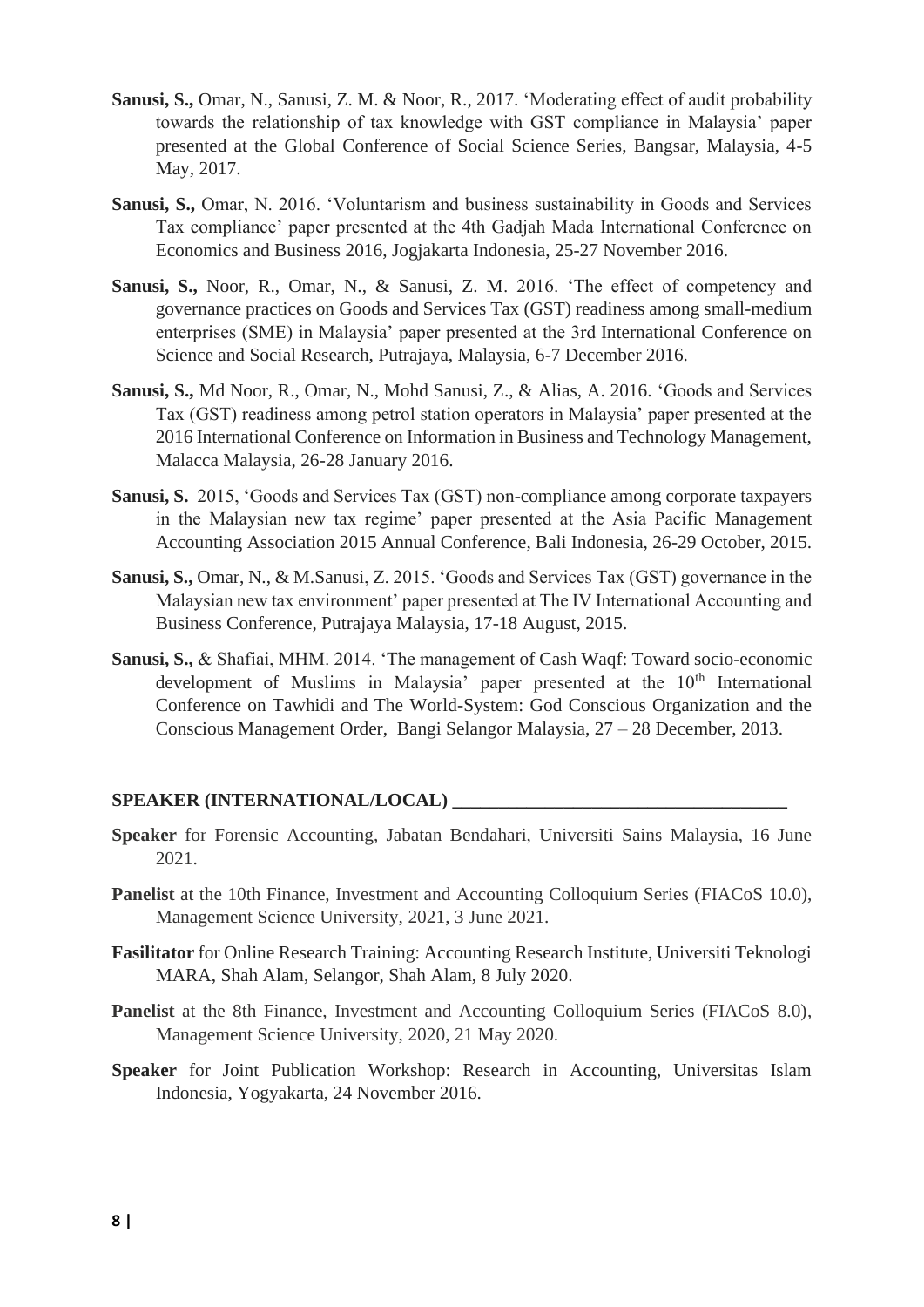**Sanusi, S.,** Omar, N., Sanusi, Z. M. & Noor, R., 2017. 'Moderating effect of audit probability towards the relationship of tax knowledge with GST compliance in Malaysia' paper presented at the Global Conference of Social Science Series, Bangsar, Malaysia, 4-5 May, 2017.

**Sanusi, S.,** Omar, N. 2016. 'Voluntarism and business sustainability in Goods and Services Tax compliance' paper presented at the 4th Gadjah Mada International Conference on Economics and Business 2016, Jogjakarta Indonesia, 25-27 November 2016.

**Sanusi, S.,** Noor, R., Omar, N., & Sanusi, Z. M. 2016. 'The effect of competency and governance practices on Goods and Services Tax (GST) readiness among small-medium enterprises (SME) in Malaysia' paper presented at the 3rd International Conference on Science and Social Research, Putrajaya, Malaysia, 6-7 December 2016.

**Sanusi, S.,** Md Noor, R., Omar, N., Mohd Sanusi, Z., & Alias, A. 2016. 'Goods and Services Tax (GST) readiness among petrol station operators in Malaysia' paper presented at the 2016 International Conference on Information in Business and Technology Management, Malacca Malaysia, 26-28 January 2016.

**Sanusi, S.** 2015, 'Goods and Services Tax (GST) non-compliance among corporate taxpayers in the Malaysian new tax regime' paper presented at the Asia Pacific Management Accounting Association 2015 Annual Conference, Bali Indonesia, 26-29 October, 2015.

**Sanusi, S.,** Omar, N., & M.Sanusi, Z. 2015. 'Goods and Services Tax (GST) governance in the Malaysian new tax environment' paper presented at The IV International Accounting and Business Conference, Putrajaya Malaysia, 17-18 August, 2015.

**Sanusi, S.,** & Shafiai, MHM. 2014. 'The management of Cash Waqf: Toward socio-economic development of Muslims in Malaysia' paper presented at the 10th International Conference on Tawhidi and The World-System: God Conscious Organization and the Conscious Management Order, Bangi Selangor Malaysia, 27 – 28 December, 2013.

## SPEAKER (INTERNATIONAL/LOCAL)

**Speaker** for Forensic Accounting, Jabatan Bendahari, Universiti Sains Malaysia, 16 June 2021.

**Panelist** at the 10th Finance, Investment and Accounting Colloquium Series (FIACoS 10.0), Management Science University, 2021, 3 June 2021.

**Fasilitator** for Online Research Training: Accounting Research Institute, Universiti Teknologi MARA, Shah Alam, Selangor, Shah Alam, 8 July 2020.

**Panelist** at the 8th Finance, Investment and Accounting Colloquium Series (FIACoS 8.0), Management Science University, 2020, 21 May 2020.

**Speaker** for Joint Publication Workshop: Research in Accounting, Universitas Islam Indonesia, Yogyakarta, 24 November 2016.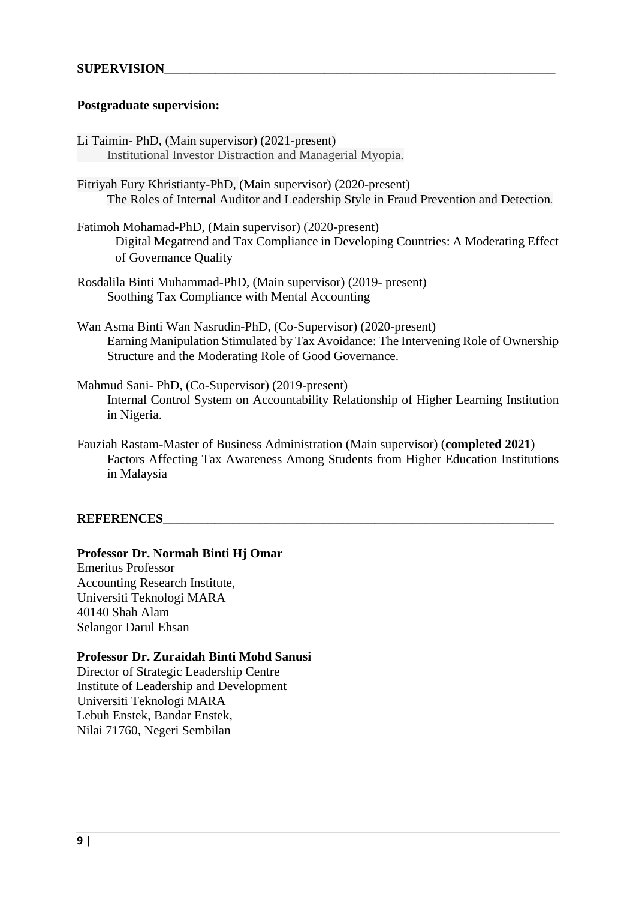## SUPERVISION

**Postgraduate supervision:**

Li Taimin- PhD, (Main supervisor) (2021-present)
Institutional Investor Distraction and Managerial Myopia.

Fitriyah Fury Khristianty-PhD, (Main supervisor) (2020-present)
The Roles of Internal Auditor and Leadership Style in Fraud Prevention and Detection.

Fatimoh Mohamad-PhD, (Main supervisor) (2020-present)
Digital Megatrend and Tax Compliance in Developing Countries: A Moderating Effect of Governance Quality

Rosdalila Binti Muhammad-PhD, (Main supervisor) (2019- present)
Soothing Tax Compliance with Mental Accounting

Wan Asma Binti Wan Nasrudin-PhD, (Co-Supervisor) (2020-present)
Earning Manipulation Stimulated by Tax Avoidance: The Intervening Role of Ownership Structure and the Moderating Role of Good Governance.

Mahmud Sani- PhD, (Co-Supervisor) (2019-present)
Internal Control System on Accountability Relationship of Higher Learning Institution in Nigeria.

Fauziah Rastam-Master of Business Administration (Main supervisor) (**completed 2021**)
Factors Affecting Tax Awareness Among Students from Higher Education Institutions in Malaysia

## REFERENCES

**Professor Dr. Normah Binti Hj Omar**
Emeritus Professor
Accounting Research Institute,
Universiti Teknologi MARA
40140 Shah Alam
Selangor Darul Ehsan

**Professor Dr. Zuraidah Binti Mohd Sanusi**
Director of Strategic Leadership Centre
Institute of Leadership and Development
Universiti Teknologi MARA
Lebuh Enstek, Bandar Enstek,
Nilai 71760, Negeri Sembilan